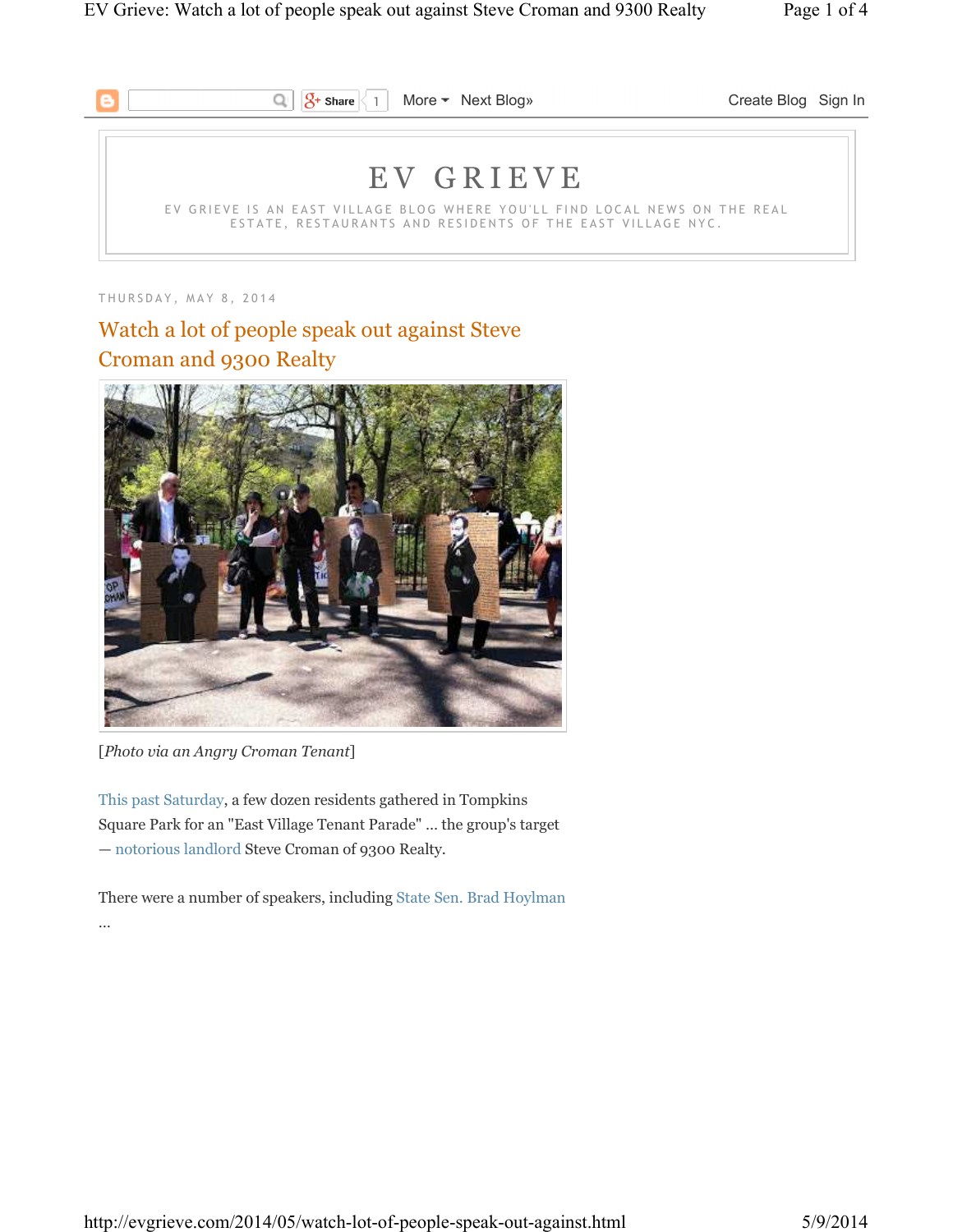# EV GRIEVE

EV GRIEVE IS AN EAST VILLAGE BLOG WHERE YOU'LL FIND LOCAL NEWS ON THE REAL ESTATE, RESTAURANTS AND RESIDENTS OF THE EAST VILLAGE NYC.

THURSDAY, MAY 8, 2014

## Watch a lot of people speak out against Steve Croman and 9300 Realty

[*Photo via an Angry Croman Tenant*]

This past Saturday, a few dozen residents gathered in Tompkins Square Park for an "East Village Tenant Parade" ... the group's target — notorious landlord Steve Croman of 9300 Realty.

There were a number of speakers, including State Sen. Brad Hoylman ...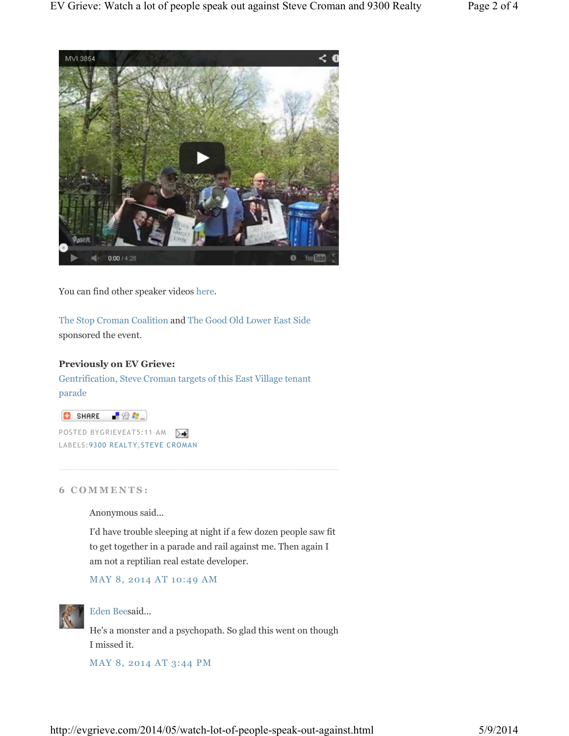You can find other speaker videos here.

The Stop Croman Coalition and The Good Old Lower East Side sponsored the event.

**Previously on EV Grieve:**
Gentrification, Steve Croman targets of this East Village tenant parade

POSTED BYGRIEVEAT5:11 AM

LABELS:9300 REALTY,STEVE CROMAN

### 6 COMMENTS:

Anonymous said...

I'd have trouble sleeping at night if a few dozen people saw fit to get together in a parade and rail against me. Then again I am not a reptilian real estate developer.

MAY 8, 2014 AT 10:49 AM

Eden Beesaid...

He's a monster and a psychopath. So glad this went on though I missed it.

MAY 8, 2014 AT 3:44 PM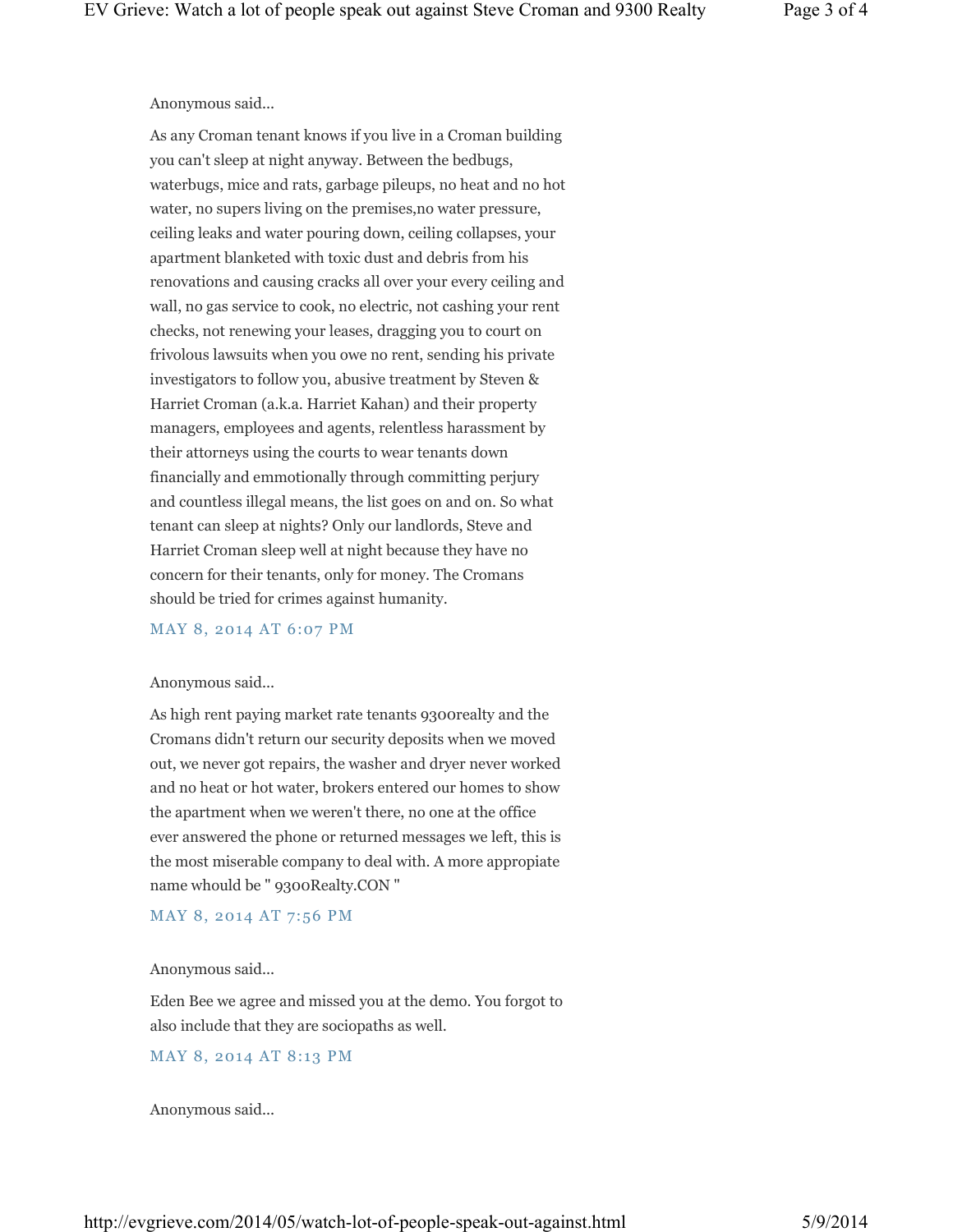Anonymous said...

As any Croman tenant knows if you live in a Croman building you can't sleep at night anyway. Between the bedbugs, waterbugs, mice and rats, garbage pileups, no heat and no hot water, no supers living on the premises,no water pressure, ceiling leaks and water pouring down, ceiling collapses, your apartment blanketed with toxic dust and debris from his renovations and causing cracks all over your every ceiling and wall, no gas service to cook, no electric, not cashing your rent checks, not renewing your leases, dragging you to court on frivolous lawsuits when you owe no rent, sending his private investigators to follow you, abusive treatment by Steven & Harriet Croman (a.k.a. Harriet Kahan) and their property managers, employees and agents, relentless harassment by their attorneys using the courts to wear tenants down financially and emmotionally through committing perjury and countless illegal means, the list goes on and on. So what tenant can sleep at nights? Only our landlords, Steve and Harriet Croman sleep well at night because they have no concern for their tenants, only for money. The Cromans should be tried for crimes against humanity.

MAY 8, 2014 AT 6:07 PM

Anonymous said...

As high rent paying market rate tenants 9300realty and the Cromans didn't return our security deposits when we moved out, we never got repairs, the washer and dryer never worked and no heat or hot water, brokers entered our homes to show the apartment when we weren't there, no one at the office ever answered the phone or returned messages we left, this is the most miserable company to deal with. A more appropiate name whould be " 9300Realty.CON "

MAY 8, 2014 AT 7:56 PM

Anonymous said...

Eden Bee we agree and missed you at the demo. You forgot to also include that they are sociopaths as well.

MAY 8, 2014 AT 8:13 PM

Anonymous said...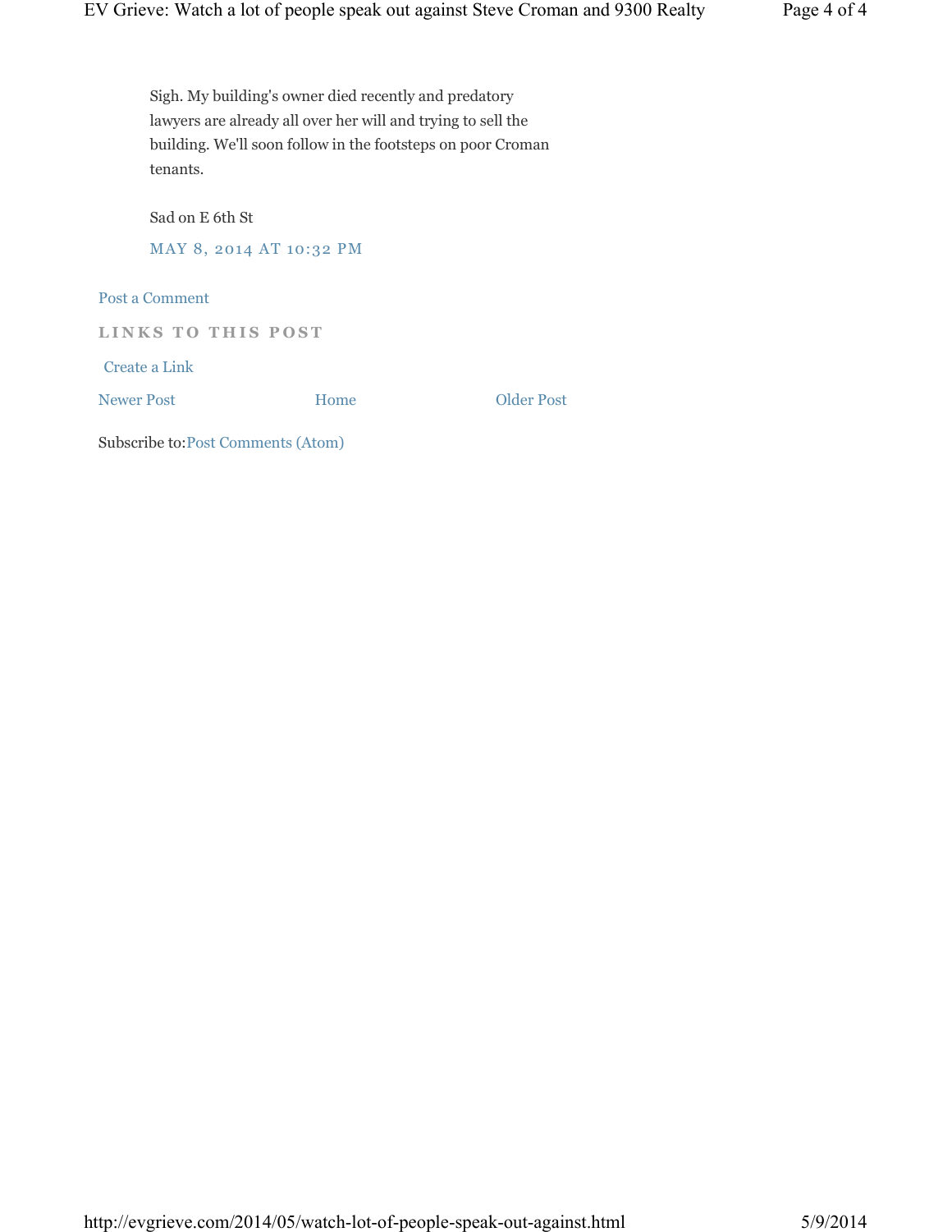Sigh. My building's owner died recently and predatory lawyers are already all over her will and trying to sell the building. We'll soon follow in the footsteps on poor Croman tenants.

Sad on E 6th St

MAY 8, 2014 AT 10:32 PM

Post a Comment

### LINKS TO THIS POST

Create a Link

Newer Post Home Older Post

Subscribe to: Post Comments (Atom)